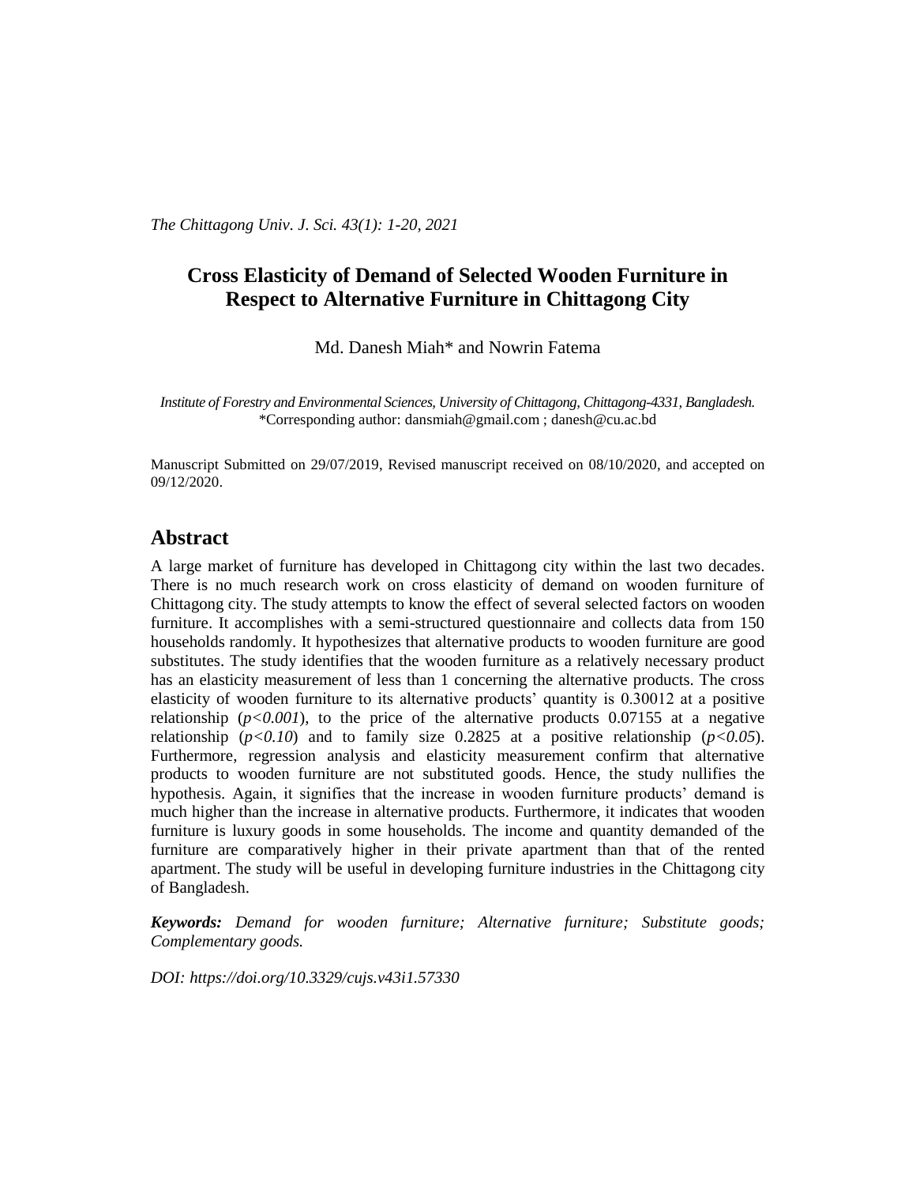# Cross Elasticity of Demand of Selected Wooden Furniture in Respect to Alternative Furniture in Chittagong City

Md. Danesh Miah* and Nowrin Fatema

*Institute of Forestry and Environmental Sciences, University of Chittagong, Chittagong-4331, Bangladesh.*
*Corresponding author: dansmiah@gmail.com ; danesh@cu.ac.bd

Manuscript Submitted on 29/07/2019, Revised manuscript received on 08/10/2020, and accepted on 09/12/2020.

## Abstract

A large market of furniture has developed in Chittagong city within the last two decades. There is no much research work on cross elasticity of demand on wooden furniture of Chittagong city. The study attempts to know the effect of several selected factors on wooden furniture. It accomplishes with a semi-structured questionnaire and collects data from 150 households randomly. It hypothesizes that alternative products to wooden furniture are good substitutes. The study identifies that the wooden furniture as a relatively necessary product has an elasticity measurement of less than 1 concerning the alternative products. The cross elasticity of wooden furniture to its alternative products' quantity is 0.30012 at a positive relationship ($p<0.001$), to the price of the alternative products 0.07155 at a negative relationship ($p<0.10$) and to family size 0.2825 at a positive relationship ($p<0.05$). Furthermore, regression analysis and elasticity measurement confirm that alternative products to wooden furniture are not substituted goods. Hence, the study nullifies the hypothesis. Again, it signifies that the increase in wooden furniture products' demand is much higher than the increase in alternative products. Furthermore, it indicates that wooden furniture is luxury goods in some households. The income and quantity demanded of the furniture are comparatively higher in their private apartment than that of the rented apartment. The study will be useful in developing furniture industries in the Chittagong city of Bangladesh.

***Keywords:*** *Demand for wooden furniture; Alternative furniture; Substitute goods; Complementary goods.*

*DOI: https://doi.org/10.3329/cujs.v43i1.57330*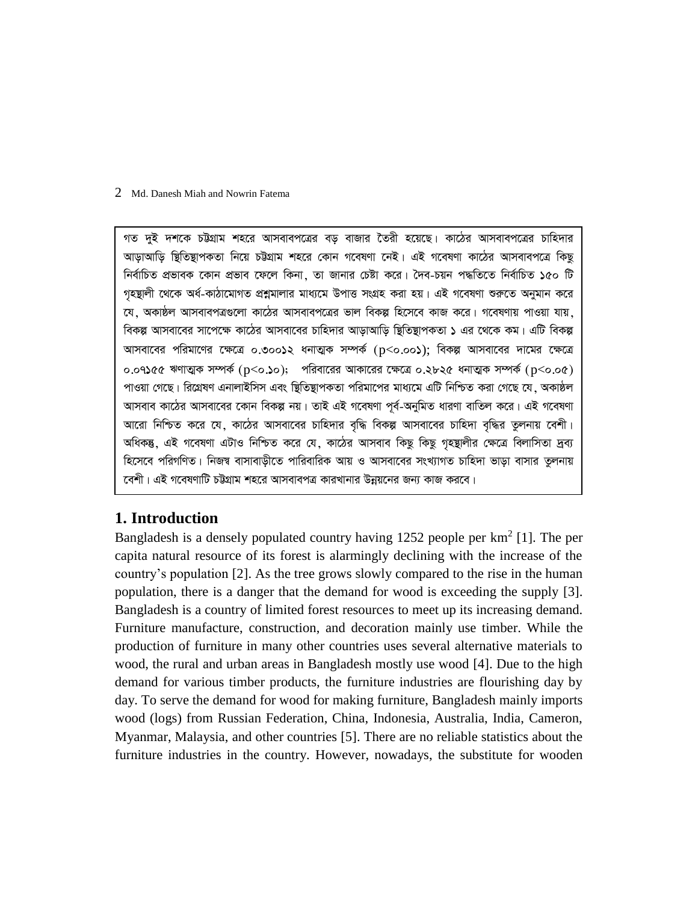গত দুই দশকে চট্টগ্রাম শহরে আসবাবপত্রের বড় বাজার তৈরী হয়েছে। কাঠের আসবাবপত্রের চাহিদার আড়াআড়ি স্থিতিস্থাপকতা নিয়ে চট্টগ্রাম শহরে কোন গবেষণা নেই। এই গবেষণা কাঠের আসবাবপত্রে কিছু নির্বাচিত প্রভাবক কোন প্রভাব ফেলে কিনা, তা জানার চেষ্টা করে। দৈব-চয়ন পদ্ধতিতে নির্বাচিত ১৫০ টি গৃহস্থালী থেকে অর্ধ-কাঠামোগত প্রশ্নমালার মাধ্যমে উপাত্ত সংগ্রহ করা হয়। এই গবেষণা শুরুতে অনুমান করে যে, অকাষ্ঠল আসবাবপত্রগুলো কাঠের আসবাবপত্রের ভাল বিকল্প হিসেবে কাজ করে। গবেষণায় পাওয়া যায়, বিকল্প আসবাবের সাপেক্ষে কাঠের আসবাবের চাহিদার আড়াআড়ি স্থিতিস্থাপকতা ১ এর থেকে কম। এটি বিকল্প আসবাবের পরিমাণের ক্ষেত্রে ০.৩০০১২ ধনাত্মক সম্পর্ক (p<০.০০১); বিকল্প আসবাবের দামের ক্ষেত্রে ০.০৭১৫৫ ঋণাত্মক সম্পর্ক (p<০.১০); পরিবারের আকারের ক্ষেত্রে ০.২৮২৫ ধনাত্মক সম্পর্ক (p<০.০৫) পাওয়া গেছে। রিগ্রেষণ এনালাইসিস এবং স্থিতিস্থাপকতা পরিমাপের মাধ্যমে এটি নিশ্চিত করা গেছে যে, অকাষ্ঠল আসবাব কাঠের আসবাবের কোন বিকল্প নয়। তাই এই গবেষণা পূর্ব-অনুমিত ধারণা বাতিল করে। এই গবেষণা আরো নিশ্চিত করে যে, কাঠের আসবাবের চাহিদার বৃদ্ধি বিকল্প আসবাবের চাহিদা বৃদ্ধির তুলনায় বেশী। অধিকন্তু, এই গবেষণা এটাও নিশ্চিত করে যে, কাঠের আসবাব কিছু কিছু গৃহস্থালীর ক্ষেত্রে বিলাসিতা দ্রব্য হিসেবে পরিগণিত। নিজস্ব বাসাবাড়ীতে পারিবারিক আয় ও আসবাবের সংখ্যাগত চাহিদা ভাড়া বাসার তুলনায় বেশী। এই গবেষণাটি চট্টগ্রাম শহরে আসবাবপত্র কারখানার উন্নয়নের জন্য কাজ করবে।

## 1. Introduction

Bangladesh is a densely populated country having 1252 people per km$^2$ [1]. The per capita natural resource of its forest is alarmingly declining with the increase of the country's population [2]. As the tree grows slowly compared to the rise in the human population, there is a danger that the demand for wood is exceeding the supply [3]. Bangladesh is a country of limited forest resources to meet up its increasing demand. Furniture manufacture, construction, and decoration mainly use timber. While the production of furniture in many other countries uses several alternative materials to wood, the rural and urban areas in Bangladesh mostly use wood [4]. Due to the high demand for various timber products, the furniture industries are flourishing day by day. To serve the demand for wood for making furniture, Bangladesh mainly imports wood (logs) from Russian Federation, China, Indonesia, Australia, India, Cameron, Myanmar, Malaysia, and other countries [5]. There are no reliable statistics about the furniture industries in the country. However, nowadays, the substitute for wooden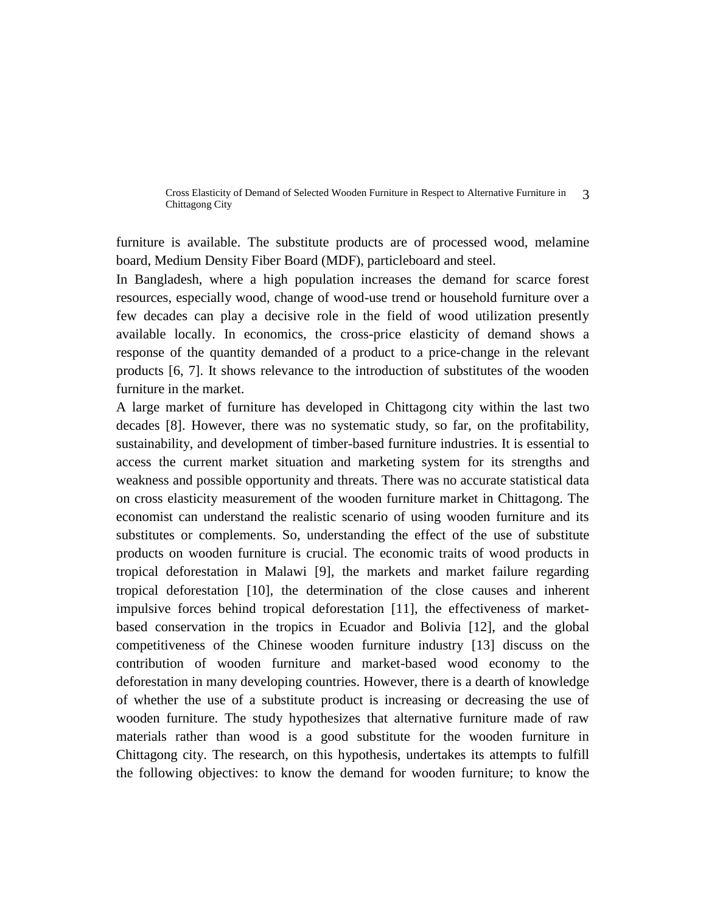furniture is available. The substitute products are of processed wood, melamine board, Medium Density Fiber Board (MDF), particleboard and steel.

In Bangladesh, where a high population increases the demand for scarce forest resources, especially wood, change of wood-use trend or household furniture over a few decades can play a decisive role in the field of wood utilization presently available locally. In economics, the cross-price elasticity of demand shows a response of the quantity demanded of a product to a price-change in the relevant products [6, 7]. It shows relevance to the introduction of substitutes of the wooden furniture in the market.

A large market of furniture has developed in Chittagong city within the last two decades [8]. However, there was no systematic study, so far, on the profitability, sustainability, and development of timber-based furniture industries. It is essential to access the current market situation and marketing system for its strengths and weakness and possible opportunity and threats. There was no accurate statistical data on cross elasticity measurement of the wooden furniture market in Chittagong. The economist can understand the realistic scenario of using wooden furniture and its substitutes or complements. So, understanding the effect of the use of substitute products on wooden furniture is crucial. The economic traits of wood products in tropical deforestation in Malawi [9], the markets and market failure regarding tropical deforestation [10], the determination of the close causes and inherent impulsive forces behind tropical deforestation [11], the effectiveness of market-based conservation in the tropics in Ecuador and Bolivia [12], and the global competitiveness of the Chinese wooden furniture industry [13] discuss on the contribution of wooden furniture and market-based wood economy to the deforestation in many developing countries. However, there is a dearth of knowledge of whether the use of a substitute product is increasing or decreasing the use of wooden furniture. The study hypothesizes that alternative furniture made of raw materials rather than wood is a good substitute for the wooden furniture in Chittagong city. The research, on this hypothesis, undertakes its attempts to fulfill the following objectives: to know the demand for wooden furniture; to know the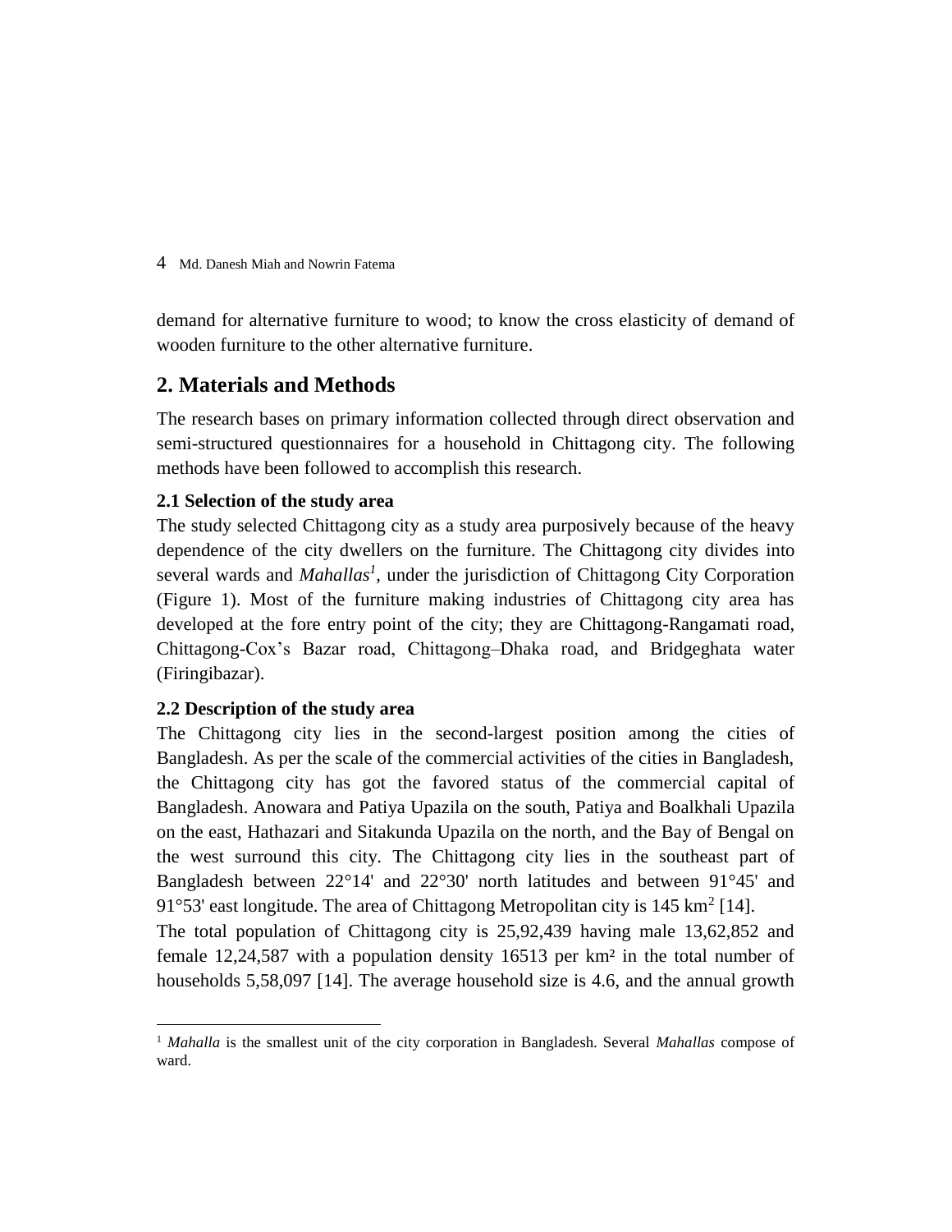demand for alternative furniture to wood; to know the cross elasticity of demand of wooden furniture to the other alternative furniture.

## 2. Materials and Methods

The research bases on primary information collected through direct observation and semi-structured questionnaires for a household in Chittagong city. The following methods have been followed to accomplish this research.

### 2.1 Selection of the study area

The study selected Chittagong city as a study area purposively because of the heavy dependence of the city dwellers on the furniture. The Chittagong city divides into several wards and *Mahallas*[1], under the jurisdiction of Chittagong City Corporation (Figure 1). Most of the furniture making industries of Chittagong city area has developed at the fore entry point of the city; they are Chittagong-Rangamati road, Chittagong-Cox's Bazar road, Chittagong–Dhaka road, and Bridgeghata water (Firingibazar).

### 2.2 Description of the study area

The Chittagong city lies in the second-largest position among the cities of Bangladesh. As per the scale of the commercial activities of the cities in Bangladesh, the Chittagong city has got the favored status of the commercial capital of Bangladesh. Anowara and Patiya Upazila on the south, Patiya and Boalkhali Upazila on the east, Hathazari and Sitakunda Upazila on the north, and the Bay of Bengal on the west surround this city. The Chittagong city lies in the southeast part of Bangladesh between 22°14' and 22°30' north latitudes and between 91°45' and 91°53' east longitude. The area of Chittagong Metropolitan city is 145 $km^2$ [14].

The total population of Chittagong city is 25,92,439 having male 13,62,852 and female 12,24,587 with a population density 16513 per $km^2$ in the total number of households 5,58,097 [14]. The average household size is 4.6, and the annual growth

---

[1] *Mahalla* is the smallest unit of the city corporation in Bangladesh. Several *Mahallas* compose of ward.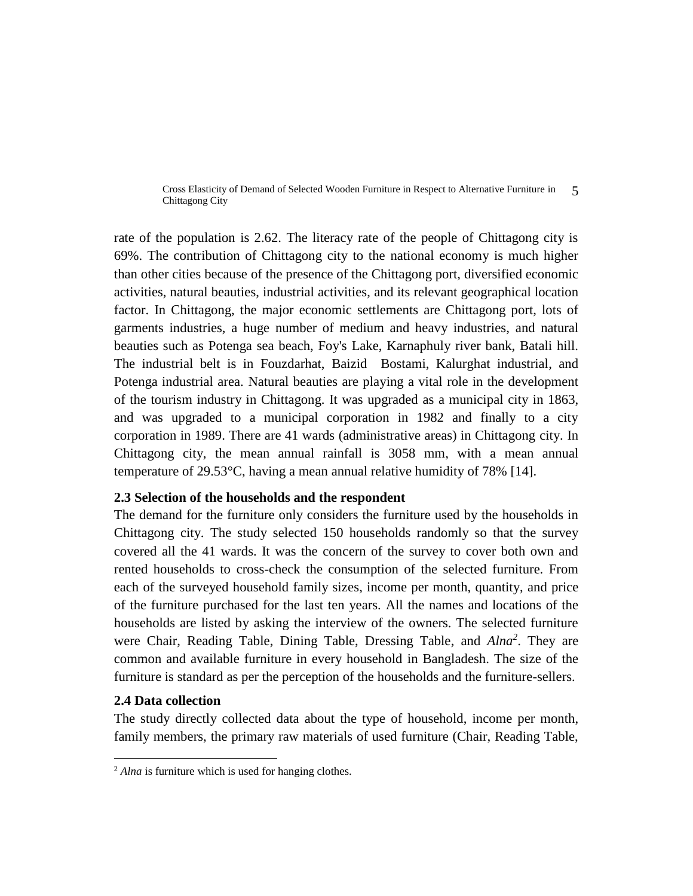rate of the population is 2.62. The literacy rate of the people of Chittagong city is 69%. The contribution of Chittagong city to the national economy is much higher than other cities because of the presence of the Chittagong port, diversified economic activities, natural beauties, industrial activities, and its relevant geographical location factor. In Chittagong, the major economic settlements are Chittagong port, lots of garments industries, a huge number of medium and heavy industries, and natural beauties such as Potenga sea beach, Foy's Lake, Karnaphuly river bank, Batali hill. The industrial belt is in Fouzdarhat, Baizid Bostami, Kalurghat industrial, and Potenga industrial area. Natural beauties are playing a vital role in the development of the tourism industry in Chittagong. It was upgraded as a municipal city in 1863, and was upgraded to a municipal corporation in 1982 and finally to a city corporation in 1989. There are 41 wards (administrative areas) in Chittagong city. In Chittagong city, the mean annual rainfall is 3058 mm, with a mean annual temperature of 29.53°C, having a mean annual relative humidity of 78% [14].

### 2.3 Selection of the households and the respondent

The demand for the furniture only considers the furniture used by the households in Chittagong city. The study selected 150 households randomly so that the survey covered all the 41 wards. It was the concern of the survey to cover both own and rented households to cross-check the consumption of the selected furniture. From each of the surveyed household family sizes, income per month, quantity, and price of the furniture purchased for the last ten years. All the names and locations of the households are listed by asking the interview of the owners. The selected furniture were Chair, Reading Table, Dining Table, Dressing Table, and *Alna*[2]. They are common and available furniture in every household in Bangladesh. The size of the furniture is standard as per the perception of the households and the furniture-sellers.

### 2.4 Data collection

The study directly collected data about the type of household, income per month, family members, the primary raw materials of used furniture (Chair, Reading Table,

[2] *Alna* is furniture which is used for hanging clothes.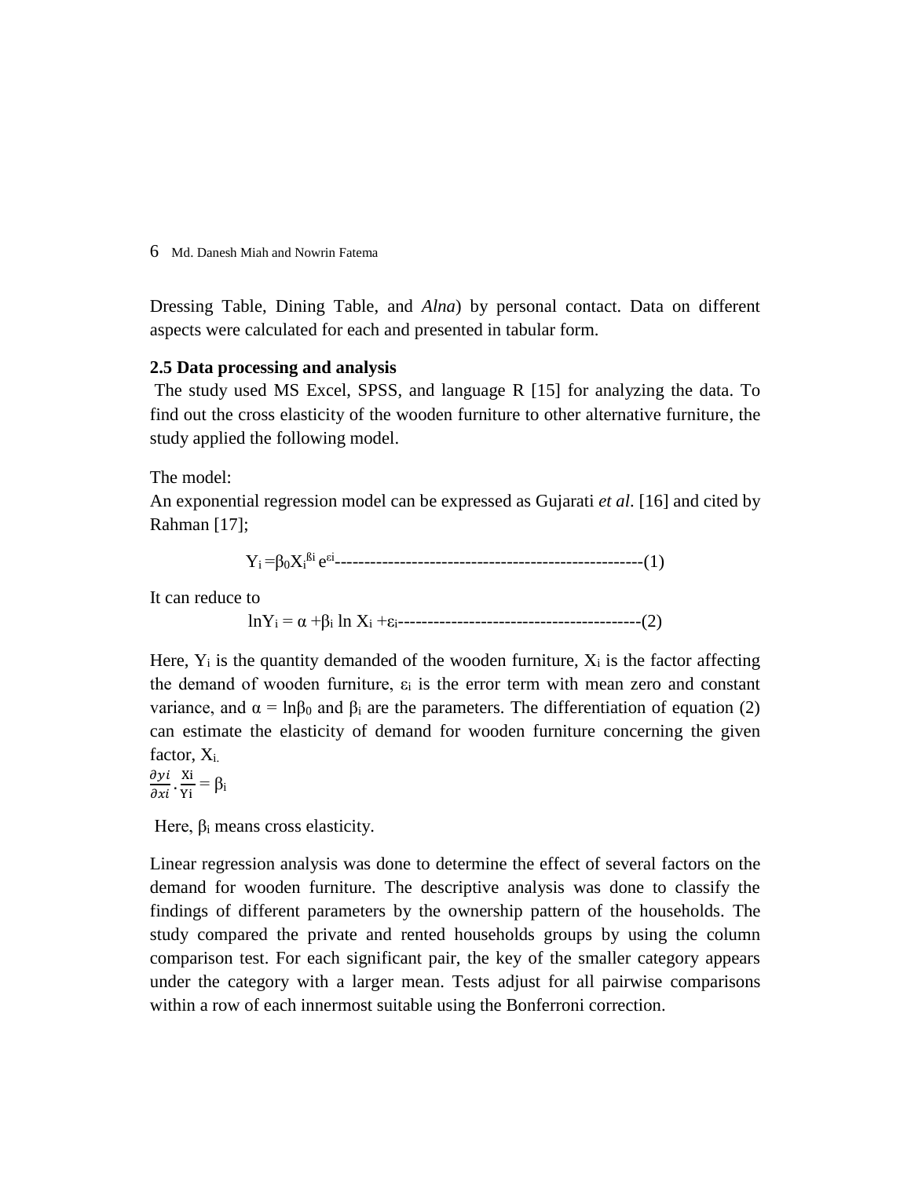Dressing Table, Dining Table, and *Alna*) by personal contact. Data on different aspects were calculated for each and presented in tabular form.

### 2.5 Data processing and analysis

The study used MS Excel, SPSS, and language R [15] for analyzing the data. To find out the cross elasticity of the wooden furniture to other alternative furniture, the study applied the following model.

The model:

An exponential regression model can be expressed as Gujarati *et al*. [16] and cited by Rahman [17];

$$Y_i = \beta_0 X_i^{\beta i} e^{\varepsilon i} \quad \text{-------------------------------------------------------(1)}$$

It can reduce to

$$\ln Y_i = \alpha + \beta_i \ln X_i + \varepsilon_i \quad \text{-----------------------------------------(2)}$$

Here, $Y_i$ is the quantity demanded of the wooden furniture, $X_i$ is the factor affecting the demand of wooden furniture, $\varepsilon_i$ is the error term with mean zero and constant variance, and $\alpha = \ln\beta_0$ and $\beta_i$ are the parameters. The differentiation of equation (2) can estimate the elasticity of demand for wooden furniture concerning the given factor, $X_i$.

$$\frac{\partial yi}{\partial xi} \cdot \frac{Xi}{Yi} = \beta_i$$

Here, $\beta_i$ means cross elasticity.

Linear regression analysis was done to determine the effect of several factors on the demand for wooden furniture. The descriptive analysis was done to classify the findings of different parameters by the ownership pattern of the households. The study compared the private and rented households groups by using the column comparison test. For each significant pair, the key of the smaller category appears under the category with a larger mean. Tests adjust for all pairwise comparisons within a row of each innermost suitable using the Bonferroni correction.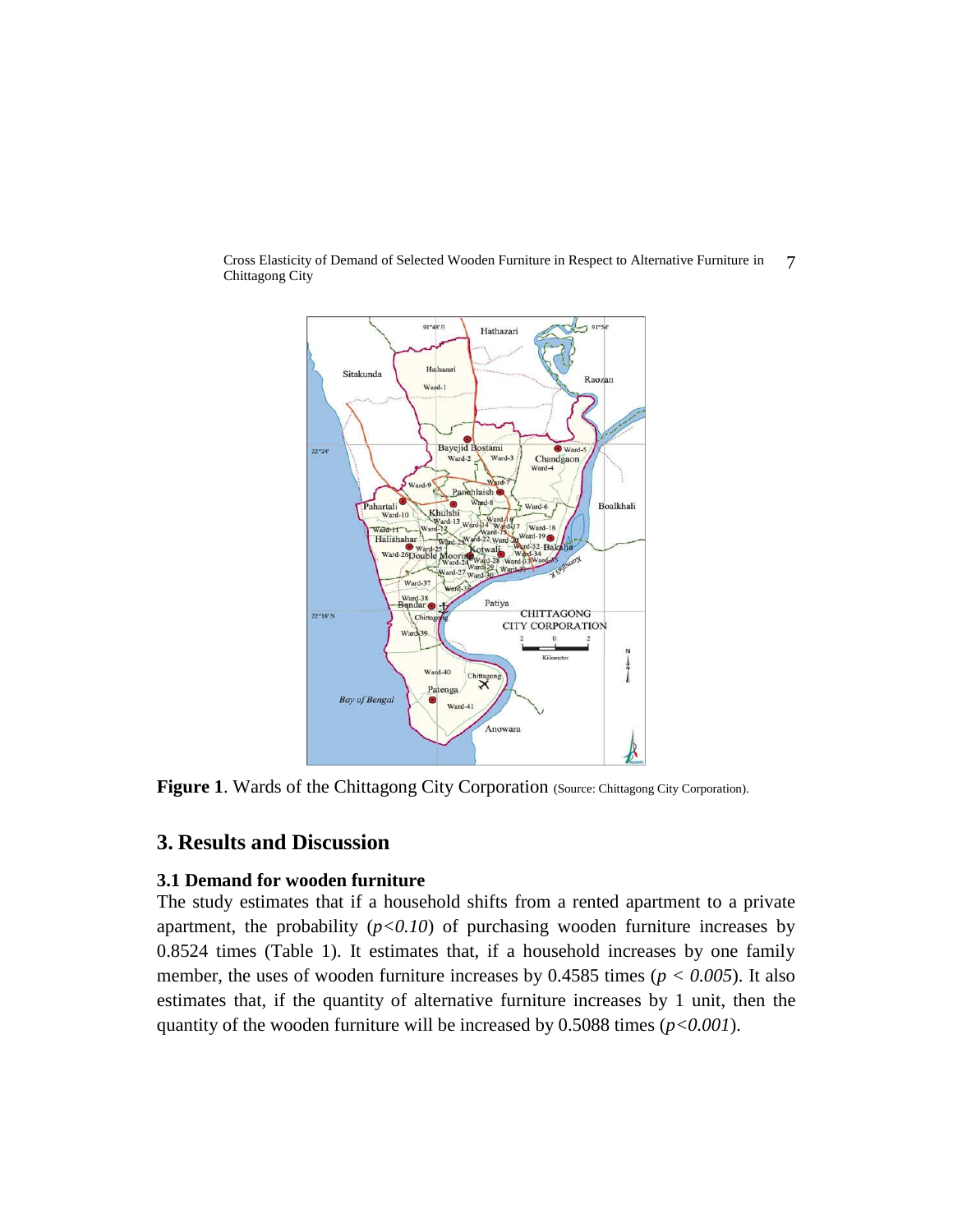**Figure 1**. Wards of the Chittagong City Corporation (Source: Chittagong City Corporation).

## 3. Results and Discussion

### 3.1 Demand for wooden furniture

The study estimates that if a household shifts from a rented apartment to a private apartment, the probability ($p<0.10$) of purchasing wooden furniture increases by 0.8524 times (Table 1). It estimates that, if a household increases by one family member, the uses of wooden furniture increases by 0.4585 times ($p < 0.005$). It also estimates that, if the quantity of alternative furniture increases by 1 unit, then the quantity of the wooden furniture will be increased by 0.5088 times ($p<0.001$).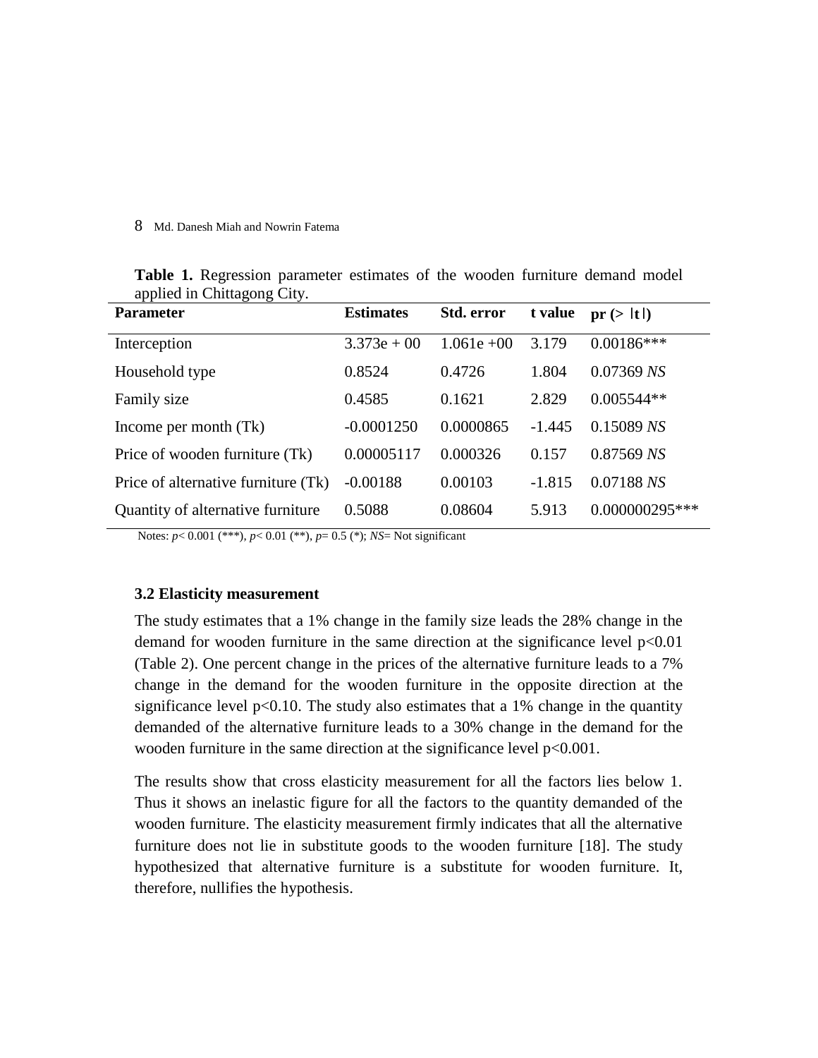**Table 1.** Regression parameter estimates of the wooden furniture demand model applied in Chittagong City.

| Parameter | Estimates | Std. error | t value | pr (> \|t\|) |
|---|---|---|---|---|
| Interception | 3.373e + 00 | 1.061e +00 | 3.179 | 0.00186*** |
| Household type | 0.8524 | 0.4726 | 1.804 | 0.07369 *NS* |
| Family size | 0.4585 | 0.1621 | 2.829 | 0.005544** |
| Income per month (Tk) | -0.0001250 | 0.0000865 | -1.445 | 0.15089 *NS* |
| Price of wooden furniture (Tk) | 0.00005117 | 0.000326 | 0.157 | 0.87569 *NS* |
| Price of alternative furniture (Tk) | -0.00188 | 0.00103 | -1.815 | 0.07188 *NS* |
| Quantity of alternative furniture | 0.5088 | 0.08604 | 5.913 | 0.000000295*** |

Notes: $p < 0.001$ (***), $p < 0.01$ (**), $p = 0.5$ (*); *NS*= Not significant

### 3.2 Elasticity measurement

The study estimates that a 1% change in the family size leads the 28% change in the demand for wooden furniture in the same direction at the significance level $p<0.01$ (Table 2). One percent change in the prices of the alternative furniture leads to a 7% change in the demand for the wooden furniture in the opposite direction at the significance level $p<0.10$. The study also estimates that a 1% change in the quantity demanded of the alternative furniture leads to a 30% change in the demand for the wooden furniture in the same direction at the significance level $p<0.001$.

The results show that cross elasticity measurement for all the factors lies below 1. Thus it shows an inelastic figure for all the factors to the quantity demanded of the wooden furniture. The elasticity measurement firmly indicates that all the alternative furniture does not lie in substitute goods to the wooden furniture [18]. The study hypothesized that alternative furniture is a substitute for wooden furniture. It, therefore, nullifies the hypothesis.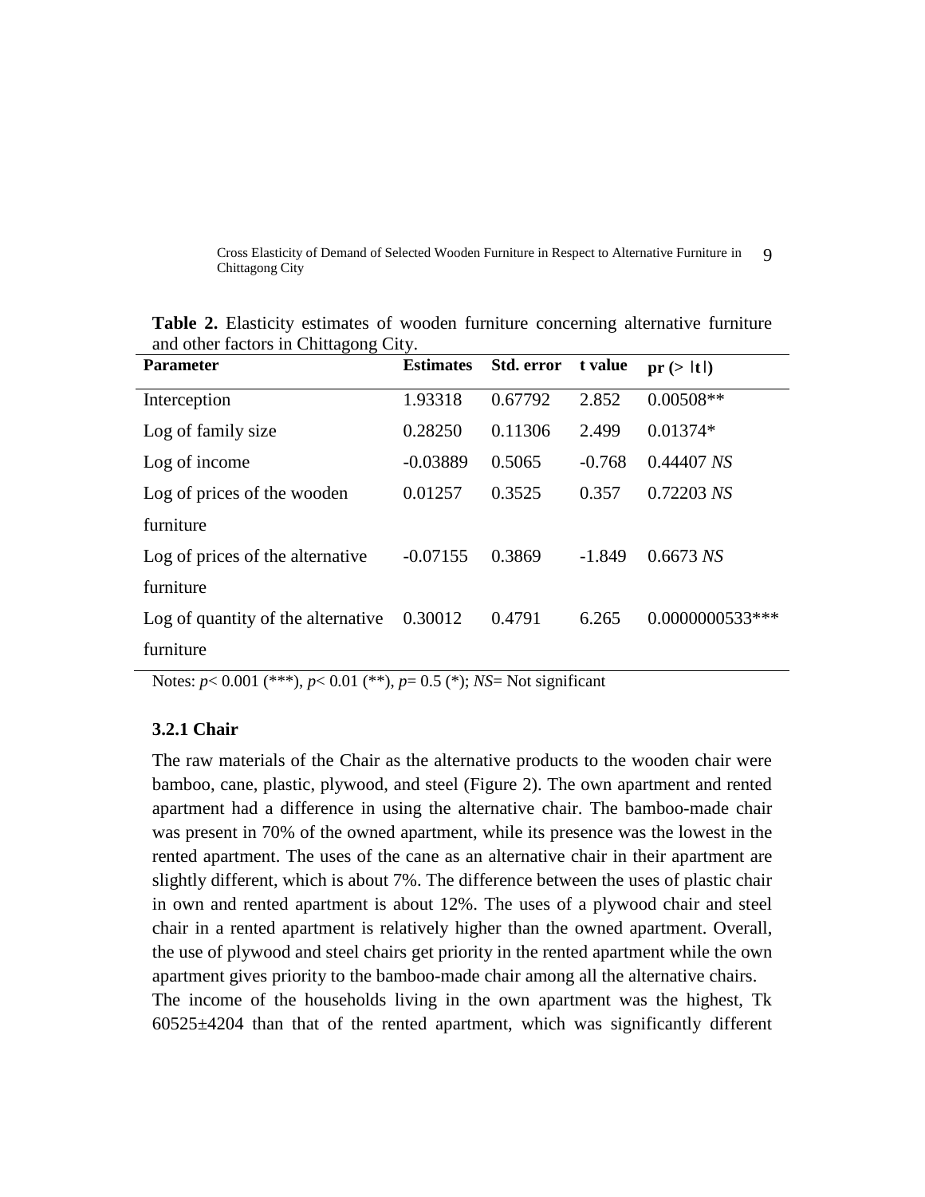**Table 2.** Elasticity estimates of wooden furniture concerning alternative furniture and other factors in Chittagong City.

| Parameter | Estimates | Std. error | t value | pr (> \|t\|) |
|---|---|---|---|---|
| Interception | 1.93318 | 0.67792 | 2.852 | 0.00508** |
| Log of family size | 0.28250 | 0.11306 | 2.499 | 0.01374* |
| Log of income | -0.03889 | 0.5065 | -0.768 | 0.44407 *NS* |
| Log of prices of the wooden furniture | 0.01257 | 0.3525 | 0.357 | 0.72203 *NS* |
| Log of prices of the alternative furniture | -0.07155 | 0.3869 | -1.849 | 0.6673 *NS* |
| Log of quantity of the alternative furniture | 0.30012 | 0.4791 | 6.265 | 0.0000000533*** |

Notes: $p < 0.001$ (***), $p < 0.01$ (**), $p = 0.5$ (*); *NS*= Not significant

### 3.2.1 Chair

The raw materials of the Chair as the alternative products to the wooden chair were bamboo, cane, plastic, plywood, and steel (Figure 2). The own apartment and rented apartment had a difference in using the alternative chair. The bamboo-made chair was present in 70% of the owned apartment, while its presence was the lowest in the rented apartment. The uses of the cane as an alternative chair in their apartment are slightly different, which is about 7%. The difference between the uses of plastic chair in own and rented apartment is about 12%. The uses of a plywood chair and steel chair in a rented apartment is relatively higher than the owned apartment. Overall, the use of plywood and steel chairs get priority in the rented apartment while the own apartment gives priority to the bamboo-made chair among all the alternative chairs.

The income of the households living in the own apartment was the highest, Tk 60525±4204 than that of the rented apartment, which was significantly different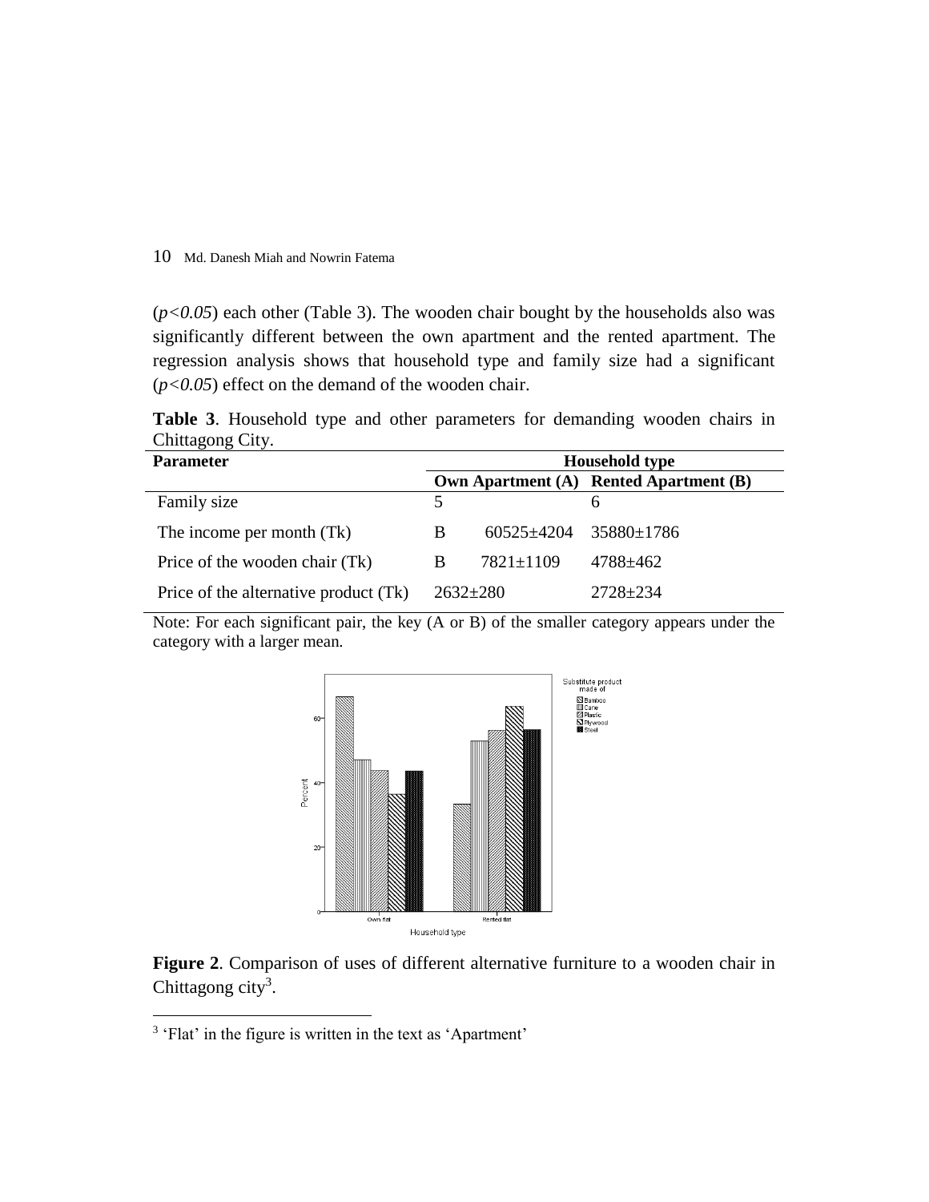($p<0.05$) each other (Table 3). The wooden chair bought by the households also was significantly different between the own apartment and the rented apartment. The regression analysis shows that household type and family size had a significant ($p<0.05$) effect on the demand of the wooden chair.

**Table 3**. Household type and other parameters for demanding wooden chairs in Chittagong City.

| Parameter | Household type | |
|---|---|---|
| | **Own Apartment (A)** | **Rented Apartment (B)** |
| Family size | 5 | 6 |
| The income per month (Tk) | B 60525±4204 | 35880±1786 |
| Price of the wooden chair (Tk) | B 7821±1109 | 4788±462 |
| Price of the alternative product (Tk) | 2632±280 | 2728±234 |

Note: For each significant pair, the key (A or B) of the smaller category appears under the category with a larger mean.

**Figure 2**. Comparison of uses of different alternative furniture to a wooden chair in Chittagong city[3].

[3] 'Flat' in the figure is written in the text as 'Apartment'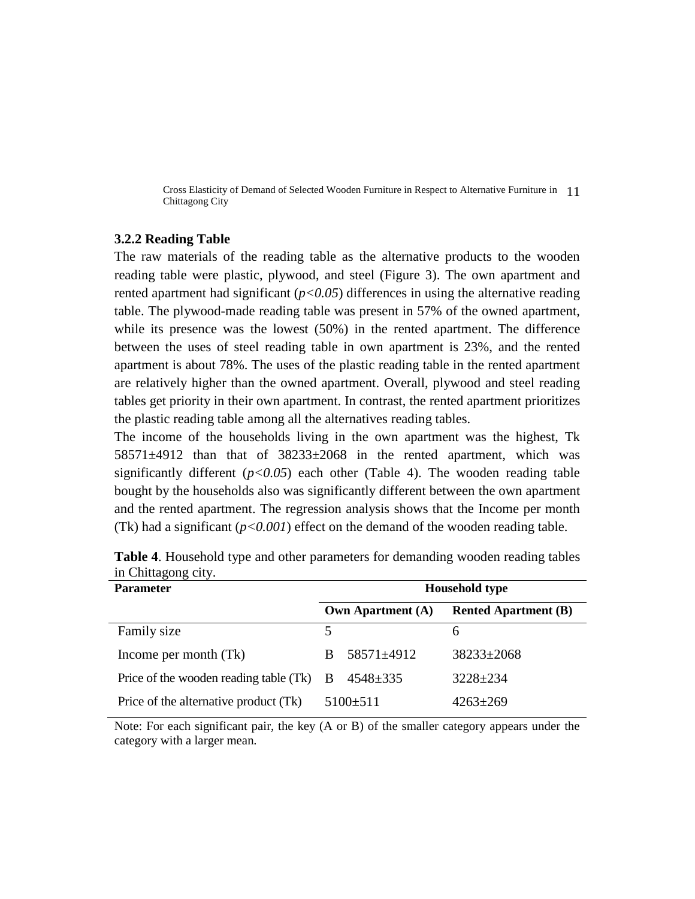### 3.2.2 Reading Table

The raw materials of the reading table as the alternative products to the wooden reading table were plastic, plywood, and steel (Figure 3). The own apartment and rented apartment had significant (*$p<0.05$*) differences in using the alternative reading table. The plywood-made reading table was present in 57% of the owned apartment, while its presence was the lowest (50%) in the rented apartment. The difference between the uses of steel reading table in own apartment is 23%, and the rented apartment is about 78%. The uses of the plastic reading table in the rented apartment are relatively higher than the owned apartment. Overall, plywood and steel reading tables get priority in their own apartment. In contrast, the rented apartment prioritizes the plastic reading table among all the alternatives reading tables.

The income of the households living in the own apartment was the highest, Tk 58571±4912 than that of 38233±2068 in the rented apartment, which was significantly different (*$p<0.05$*) each other (Table 4). The wooden reading table bought by the households also was significantly different between the own apartment and the rented apartment. The regression analysis shows that the Income per month (Tk) had a significant (*$p<0.001$*) effect on the demand of the wooden reading table.

**Table 4**. Household type and other parameters for demanding wooden reading tables in Chittagong city.

| Parameter | Household type | |
|---|---|---|
| | **Own Apartment (A)** | **Rented Apartment (B)** |
| Family size | 5 | 6 |
| Income per month (Tk) | B 58571±4912 | 38233±2068 |
| Price of the wooden reading table (Tk) | B 4548±335 | 3228±234 |
| Price of the alternative product (Tk) | 5100±511 | 4263±269 |

Note: For each significant pair, the key (A or B) of the smaller category appears under the category with a larger mean.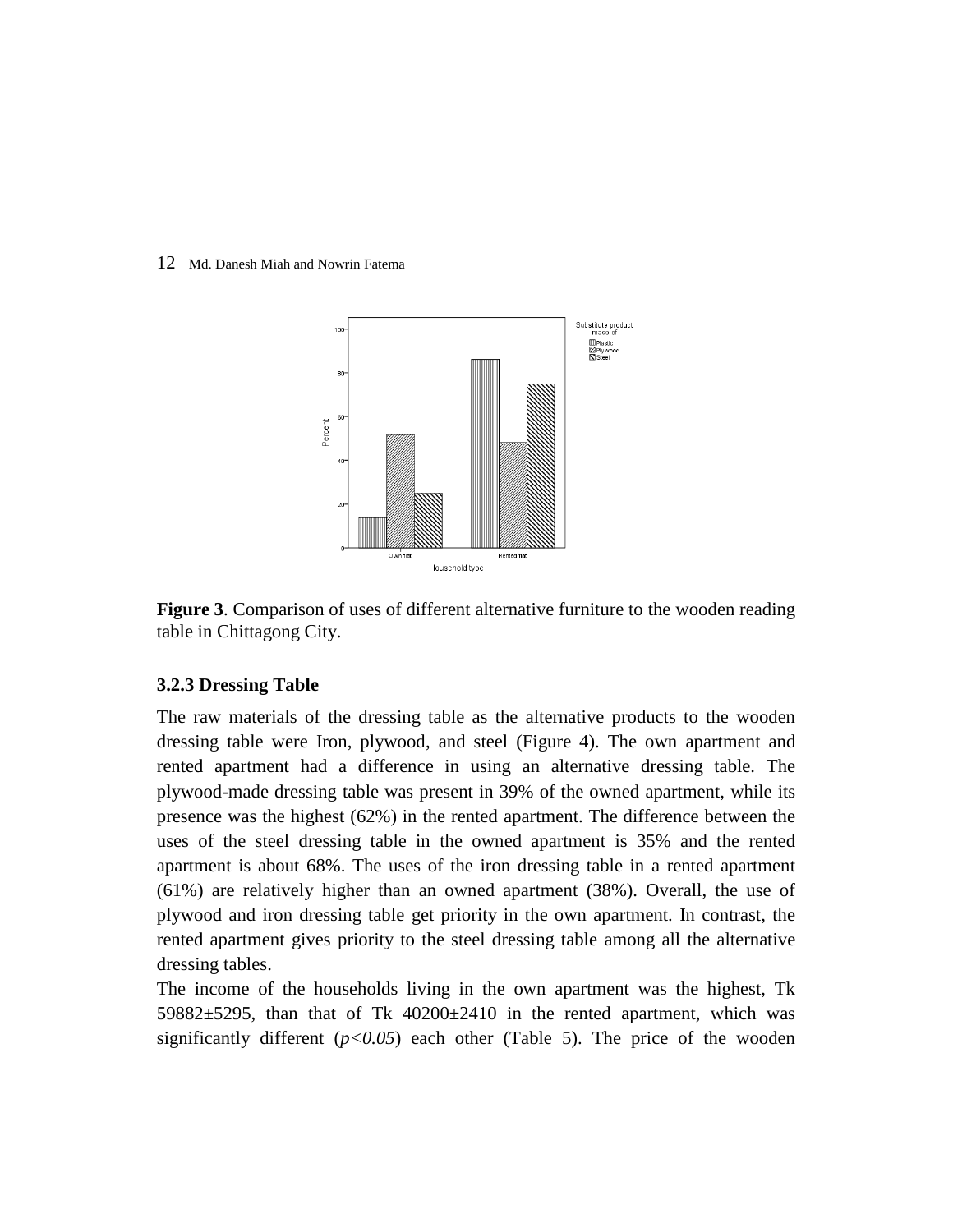**Figure 3**. Comparison of uses of different alternative furniture to the wooden reading table in Chittagong City.

### 3.2.3 Dressing Table

The raw materials of the dressing table as the alternative products to the wooden dressing table were Iron, plywood, and steel (Figure 4). The own apartment and rented apartment had a difference in using an alternative dressing table. The plywood-made dressing table was present in 39% of the owned apartment, while its presence was the highest (62%) in the rented apartment. The difference between the uses of the steel dressing table in the owned apartment is 35% and the rented apartment is about 68%. The uses of the iron dressing table in a rented apartment (61%) are relatively higher than an owned apartment (38%). Overall, the use of plywood and iron dressing table get priority in the own apartment. In contrast, the rented apartment gives priority to the steel dressing table among all the alternative dressing tables.

The income of the households living in the own apartment was the highest, Tk 59882±5295, than that of Tk 40200±2410 in the rented apartment, which was significantly different (*p<0.05*) each other (Table 5). The price of the wooden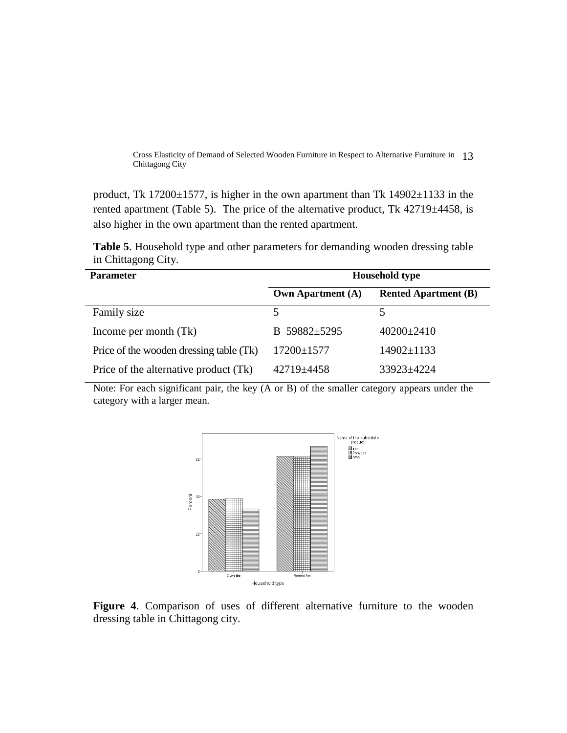product, Tk 17200±1577, is higher in the own apartment than Tk 14902±1133 in the rented apartment (Table 5). The price of the alternative product, Tk 42719±4458, is also higher in the own apartment than the rented apartment.

**Table 5**. Household type and other parameters for demanding wooden dressing table in Chittagong City.

| Parameter | Household type | |
|---|---|---|
| | **Own Apartment (A)** | **Rented Apartment (B)** |
| Family size | 5 | 5 |
| Income per month (Tk) | B 59882±5295 | 40200±2410 |
| Price of the wooden dressing table (Tk) | 17200±1577 | 14902±1133 |
| Price of the alternative product (Tk) | 42719±4458 | 33923±4224 |

Note: For each significant pair, the key (A or B) of the smaller category appears under the category with a larger mean.

**Figure 4**. Comparison of uses of different alternative furniture to the wooden dressing table in Chittagong city.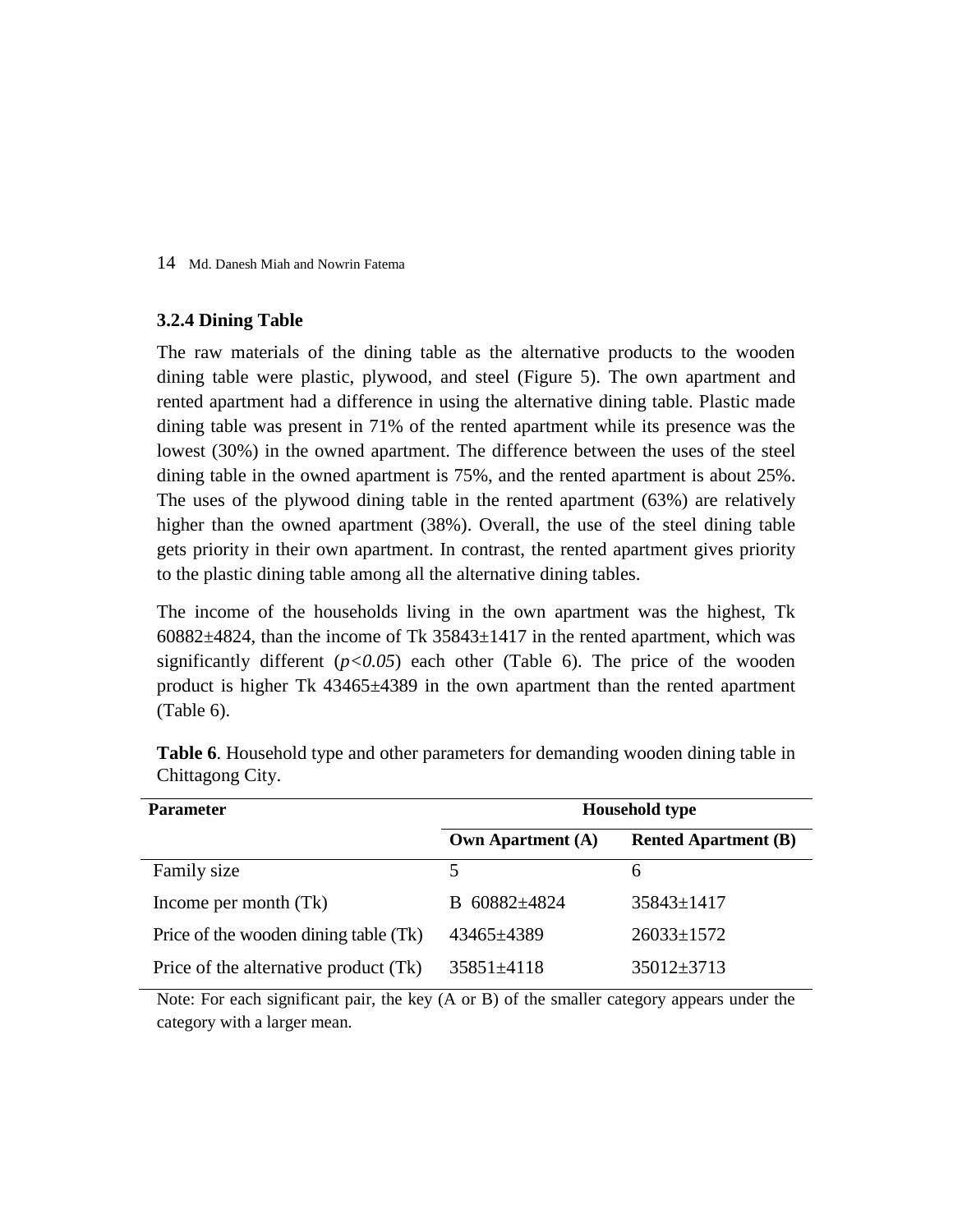### 3.2.4 Dining Table

The raw materials of the dining table as the alternative products to the wooden dining table were plastic, plywood, and steel (Figure 5). The own apartment and rented apartment had a difference in using the alternative dining table. Plastic made dining table was present in 71% of the rented apartment while its presence was the lowest (30%) in the owned apartment. The difference between the uses of the steel dining table in the owned apartment is 75%, and the rented apartment is about 25%. The uses of the plywood dining table in the rented apartment (63%) are relatively higher than the owned apartment (38%). Overall, the use of the steel dining table gets priority in their own apartment. In contrast, the rented apartment gives priority to the plastic dining table among all the alternative dining tables.

The income of the households living in the own apartment was the highest, Tk 60882±4824, than the income of Tk 35843±1417 in the rented apartment, which was significantly different ($p<0.05$) each other (Table 6). The price of the wooden product is higher Tk 43465±4389 in the own apartment than the rented apartment (Table 6).

**Table 6**. Household type and other parameters for demanding wooden dining table in Chittagong City.

| Parameter | Household type | |
|---|---|---|
| | **Own Apartment (A)** | **Rented Apartment (B)** |
| Family size | 5 | 6 |
| Income per month (Tk) | B 60882±4824 | 35843±1417 |
| Price of the wooden dining table (Tk) | 43465±4389 | 26033±1572 |
| Price of the alternative product (Tk) | 35851±4118 | 35012±3713 |

Note: For each significant pair, the key (A or B) of the smaller category appears under the category with a larger mean.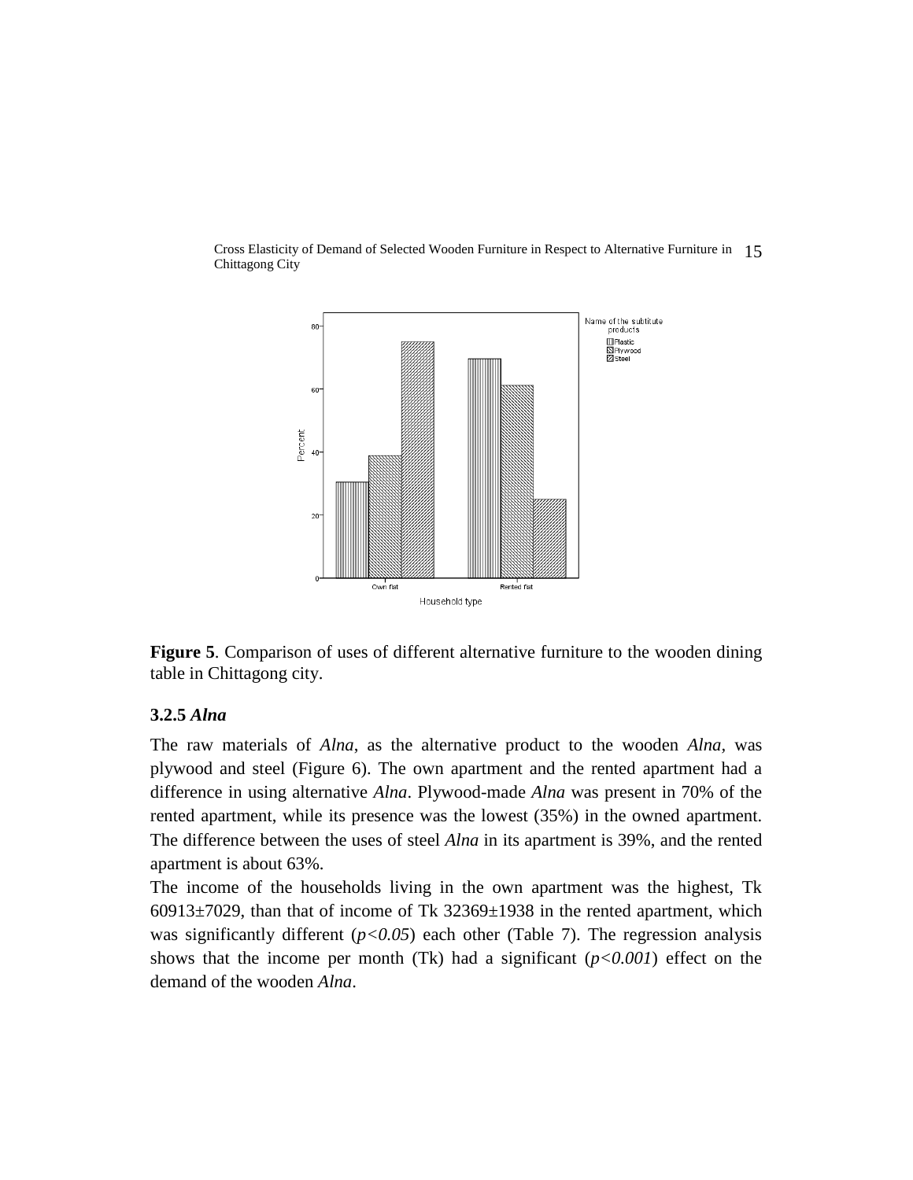**Figure 5**. Comparison of uses of different alternative furniture to the wooden dining table in Chittagong city.

### 3.2.5 *Alna*

The raw materials of *Alna*, as the alternative product to the wooden *Alna,* was plywood and steel (Figure 6). The own apartment and the rented apartment had a difference in using alternative *Alna*. Plywood-made *Alna* was present in 70% of the rented apartment, while its presence was the lowest (35%) in the owned apartment. The difference between the uses of steel *Alna* in its apartment is 39%, and the rented apartment is about 63%.

The income of the households living in the own apartment was the highest, Tk 60913±7029, than that of income of Tk 32369±1938 in the rented apartment, which was significantly different ($p<0.05$) each other (Table 7). The regression analysis shows that the income per month (Tk) had a significant ($p<0.001$) effect on the demand of the wooden *Alna*.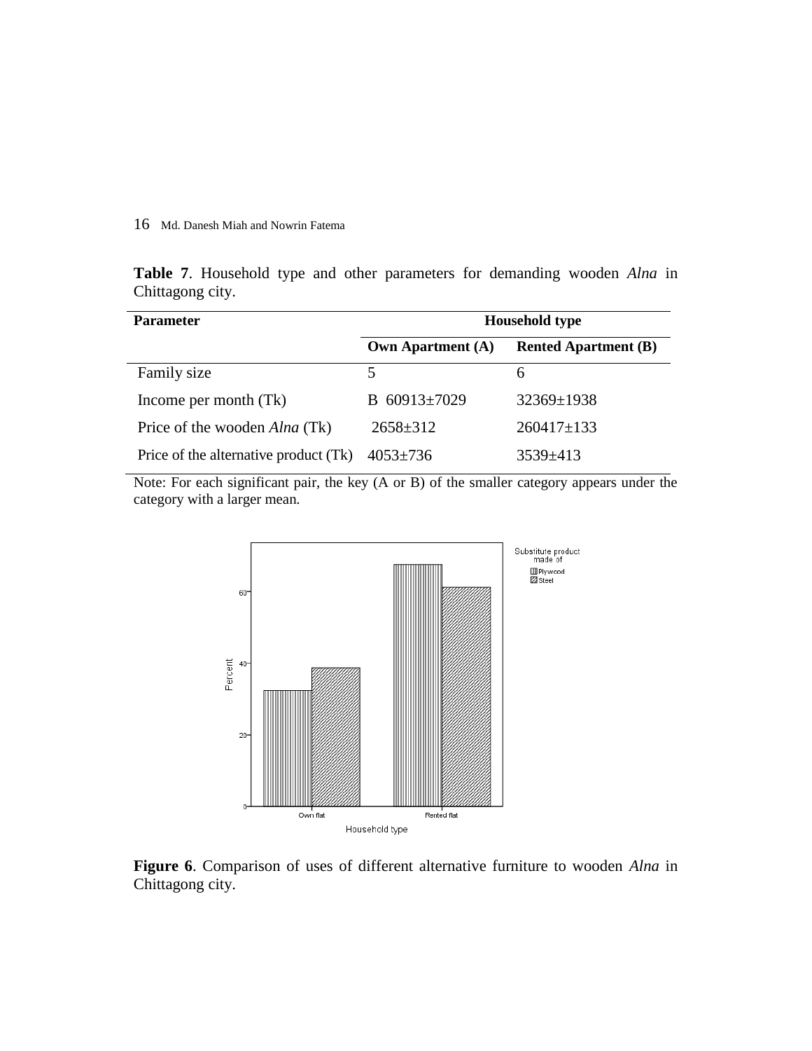**Table 7**. Household type and other parameters for demanding wooden *Alna* in Chittagong city.

| Parameter | Household type | |
|---|---|---|
| | **Own Apartment (A)** | **Rented Apartment (B)** |
| Family size | 5 | 6 |
| Income per month (Tk) | B 60913±7029 | 32369±1938 |
| Price of the wooden *Alna* (Tk) | 2658±312 | 260417±133 |
| Price of the alternative product (Tk) | 4053±736 | 3539±413 |

Note: For each significant pair, the key (A or B) of the smaller category appears under the category with a larger mean.

**Figure 6**. Comparison of uses of different alternative furniture to wooden *Alna* in Chittagong city.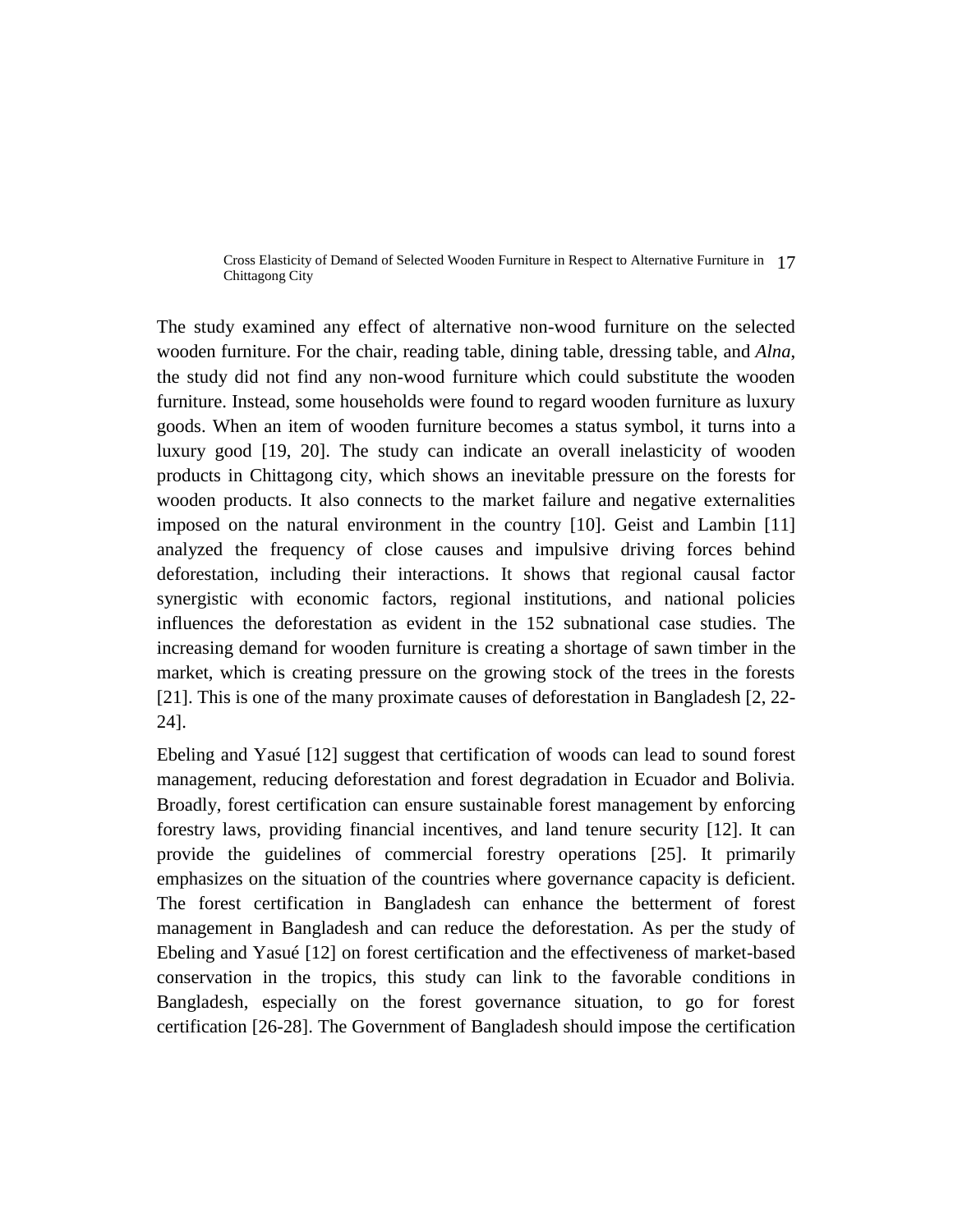The study examined any effect of alternative non-wood furniture on the selected wooden furniture. For the chair, reading table, dining table, dressing table, and *Alna*, the study did not find any non-wood furniture which could substitute the wooden furniture. Instead, some households were found to regard wooden furniture as luxury goods. When an item of wooden furniture becomes a status symbol, it turns into a luxury good [19, 20]. The study can indicate an overall inelasticity of wooden products in Chittagong city, which shows an inevitable pressure on the forests for wooden products. It also connects to the market failure and negative externalities imposed on the natural environment in the country [10]. Geist and Lambin [11] analyzed the frequency of close causes and impulsive driving forces behind deforestation, including their interactions. It shows that regional causal factor synergistic with economic factors, regional institutions, and national policies influences the deforestation as evident in the 152 subnational case studies. The increasing demand for wooden furniture is creating a shortage of sawn timber in the market, which is creating pressure on the growing stock of the trees in the forests [21]. This is one of the many proximate causes of deforestation in Bangladesh [2, 22-24].

Ebeling and Yasué [12] suggest that certification of woods can lead to sound forest management, reducing deforestation and forest degradation in Ecuador and Bolivia. Broadly, forest certification can ensure sustainable forest management by enforcing forestry laws, providing financial incentives, and land tenure security [12]. It can provide the guidelines of commercial forestry operations [25]. It primarily emphasizes on the situation of the countries where governance capacity is deficient. The forest certification in Bangladesh can enhance the betterment of forest management in Bangladesh and can reduce the deforestation. As per the study of Ebeling and Yasué [12] on forest certification and the effectiveness of market-based conservation in the tropics, this study can link to the favorable conditions in Bangladesh, especially on the forest governance situation, to go for forest certification [26-28]. The Government of Bangladesh should impose the certification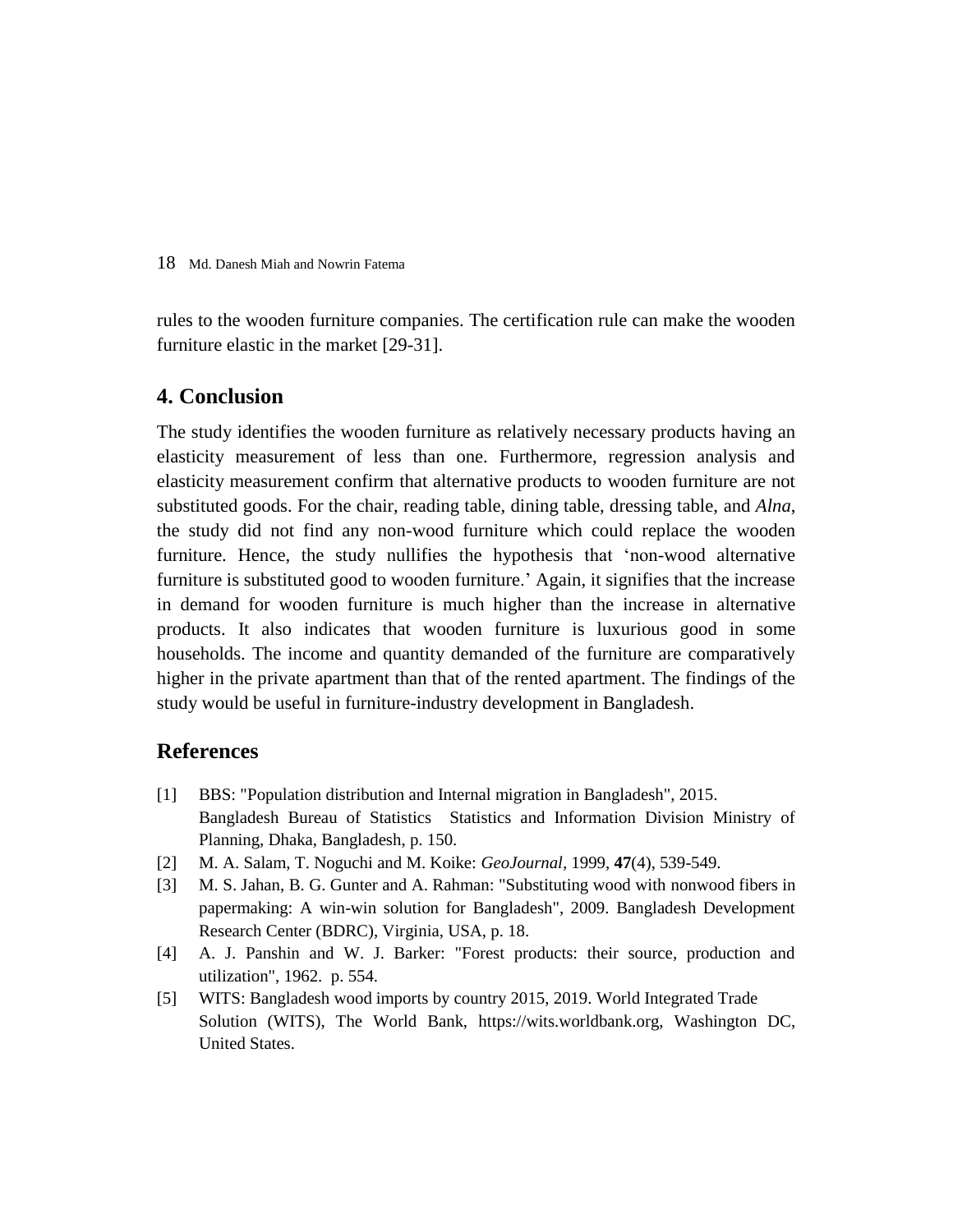rules to the wooden furniture companies. The certification rule can make the wooden furniture elastic in the market [29-31].

## 4. Conclusion

The study identifies the wooden furniture as relatively necessary products having an elasticity measurement of less than one. Furthermore, regression analysis and elasticity measurement confirm that alternative products to wooden furniture are not substituted goods. For the chair, reading table, dining table, dressing table, and *Alna*, the study did not find any non-wood furniture which could replace the wooden furniture. Hence, the study nullifies the hypothesis that 'non-wood alternative furniture is substituted good to wooden furniture.' Again, it signifies that the increase in demand for wooden furniture is much higher than the increase in alternative products. It also indicates that wooden furniture is luxurious good in some households. The income and quantity demanded of the furniture are comparatively higher in the private apartment than that of the rented apartment. The findings of the study would be useful in furniture-industry development in Bangladesh.

## References

[1] BBS: "Population distribution and Internal migration in Bangladesh", 2015. Bangladesh Bureau of Statistics Statistics and Information Division Ministry of Planning, Dhaka, Bangladesh, p. 150.

[2] M. A. Salam, T. Noguchi and M. Koike: *GeoJournal*, 1999, **47**(4), 539-549.

[3] M. S. Jahan, B. G. Gunter and A. Rahman: "Substituting wood with nonwood fibers in papermaking: A win-win solution for Bangladesh", 2009. Bangladesh Development Research Center (BDRC), Virginia, USA, p. 18.

[4] A. J. Panshin and W. J. Barker: "Forest products: their source, production and utilization", 1962. p. 554.

[5] WITS: Bangladesh wood imports by country 2015, 2019. World Integrated Trade Solution (WITS), The World Bank, https://wits.worldbank.org, Washington DC, United States.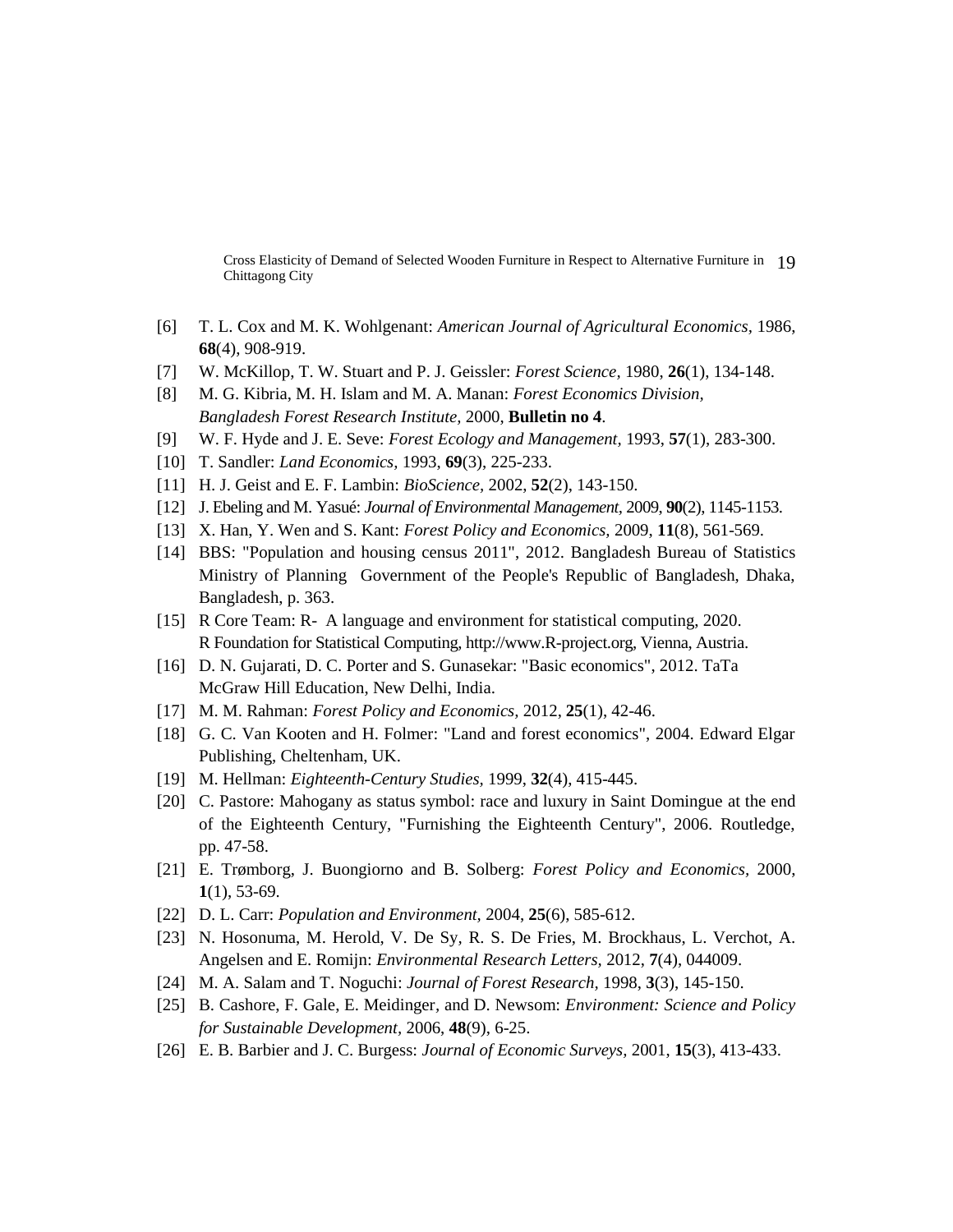[6] T. L. Cox and M. K. Wohlgenant: *American Journal of Agricultural Economics*, 1986, **68**(4), 908-919.

[7] W. McKillop, T. W. Stuart and P. J. Geissler: *Forest Science*, 1980, **26**(1), 134-148.

[8] M. G. Kibria, M. H. Islam and M. A. Manan: *Forest Economics Division, Bangladesh Forest Research Institute*, 2000, **Bulletin no 4**.

[9] W. F. Hyde and J. E. Seve: *Forest Ecology and Management*, 1993, **57**(1), 283-300.

[10] T. Sandler: *Land Economics*, 1993, **69**(3), 225-233.

[11] H. J. Geist and E. F. Lambin: *BioScience*, 2002, **52**(2), 143-150.

[12] J. Ebeling and M. Yasué: *Journal of Environmental Management*, 2009, **90**(2), 1145-1153.

[13] X. Han, Y. Wen and S. Kant: *Forest Policy and Economics*, 2009, **11**(8), 561-569.

[14] BBS: "Population and housing census 2011", 2012. Bangladesh Bureau of Statistics Ministry of Planning Government of the People's Republic of Bangladesh, Dhaka, Bangladesh, p. 363.

[15] R Core Team: R- A language and environment for statistical computing, 2020. R Foundation for Statistical Computing, http://www.R-project.org, Vienna, Austria.

[16] D. N. Gujarati, D. C. Porter and S. Gunasekar: "Basic economics", 2012. TaTa McGraw Hill Education, New Delhi, India.

[17] M. M. Rahman: *Forest Policy and Economics*, 2012, **25**(1), 42-46.

[18] G. C. Van Kooten and H. Folmer: "Land and forest economics", 2004. Edward Elgar Publishing, Cheltenham, UK.

[19] M. Hellman: *Eighteenth-Century Studies*, 1999, **32**(4), 415-445.

[20] C. Pastore: Mahogany as status symbol: race and luxury in Saint Domingue at the end of the Eighteenth Century, "Furnishing the Eighteenth Century", 2006. Routledge, pp. 47-58.

[21] E. Trømborg, J. Buongiorno and B. Solberg: *Forest Policy and Economics*, 2000, **1**(1), 53-69.

[22] D. L. Carr: *Population and Environment*, 2004, **25**(6), 585-612.

[23] N. Hosonuma, M. Herold, V. De Sy, R. S. De Fries, M. Brockhaus, L. Verchot, A. Angelsen and E. Romijn: *Environmental Research Letters*, 2012, **7**(4), 044009.

[24] M. A. Salam and T. Noguchi: *Journal of Forest Research*, 1998, **3**(3), 145-150.

[25] B. Cashore, F. Gale, E. Meidinger, and D. Newsom: *Environment: Science and Policy for Sustainable Development*, 2006, **48**(9), 6-25.

[26] E. B. Barbier and J. C. Burgess: *Journal of Economic Surveys*, 2001, **15**(3), 413-433.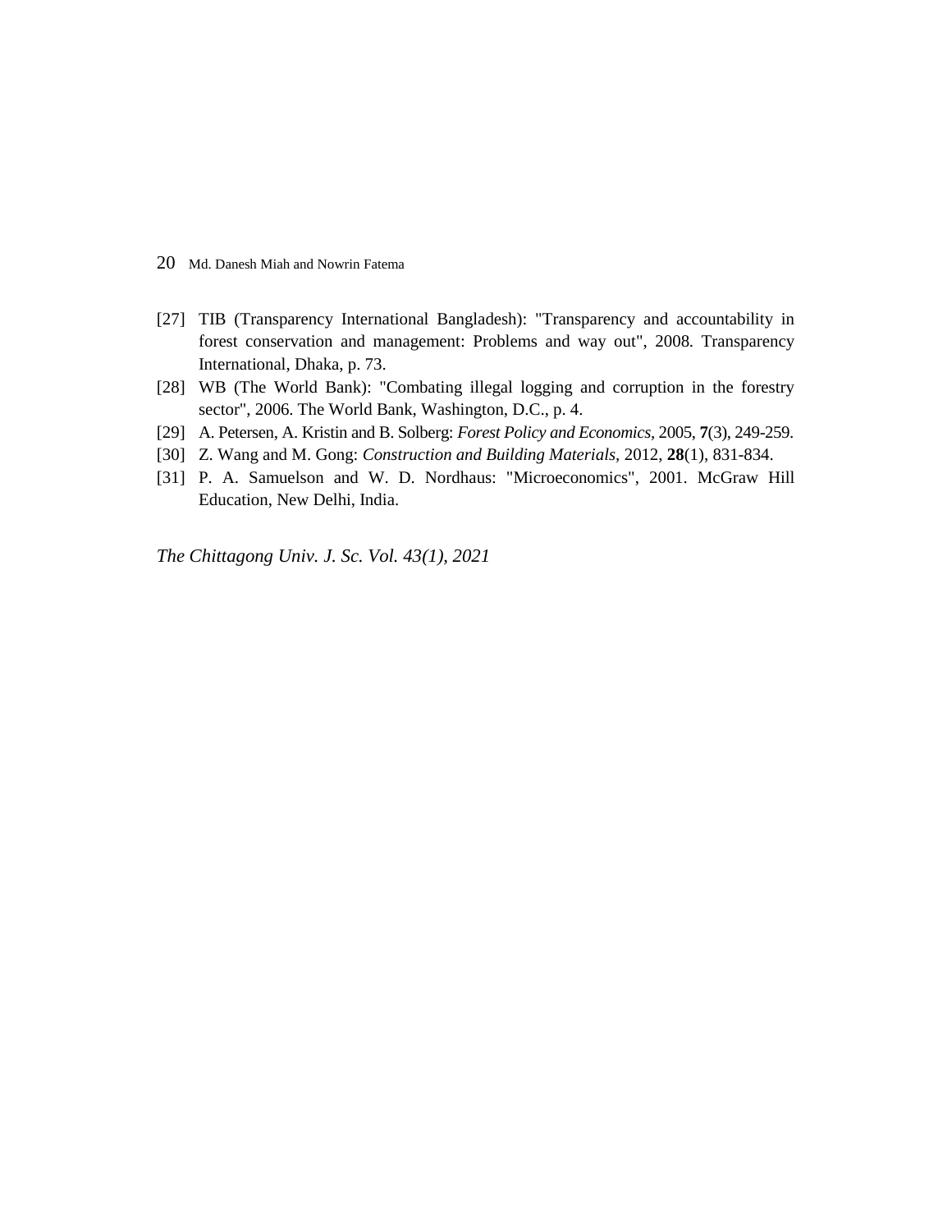[27] TIB (Transparency International Bangladesh): "Transparency and accountability in forest conservation and management: Problems and way out", 2008. Transparency International, Dhaka, p. 73.

[28] WB (The World Bank): "Combating illegal logging and corruption in the forestry sector", 2006. The World Bank, Washington, D.C., p. 4.

[29] A. Petersen, A. Kristin and B. Solberg: *Forest Policy and Economics*, 2005, **7**(3), 249-259.

[30] Z. Wang and M. Gong: *Construction and Building Materials*, 2012, **28**(1), 831-834.

[31] P. A. Samuelson and W. D. Nordhaus: "Microeconomics", 2001. McGraw Hill Education, New Delhi, India.